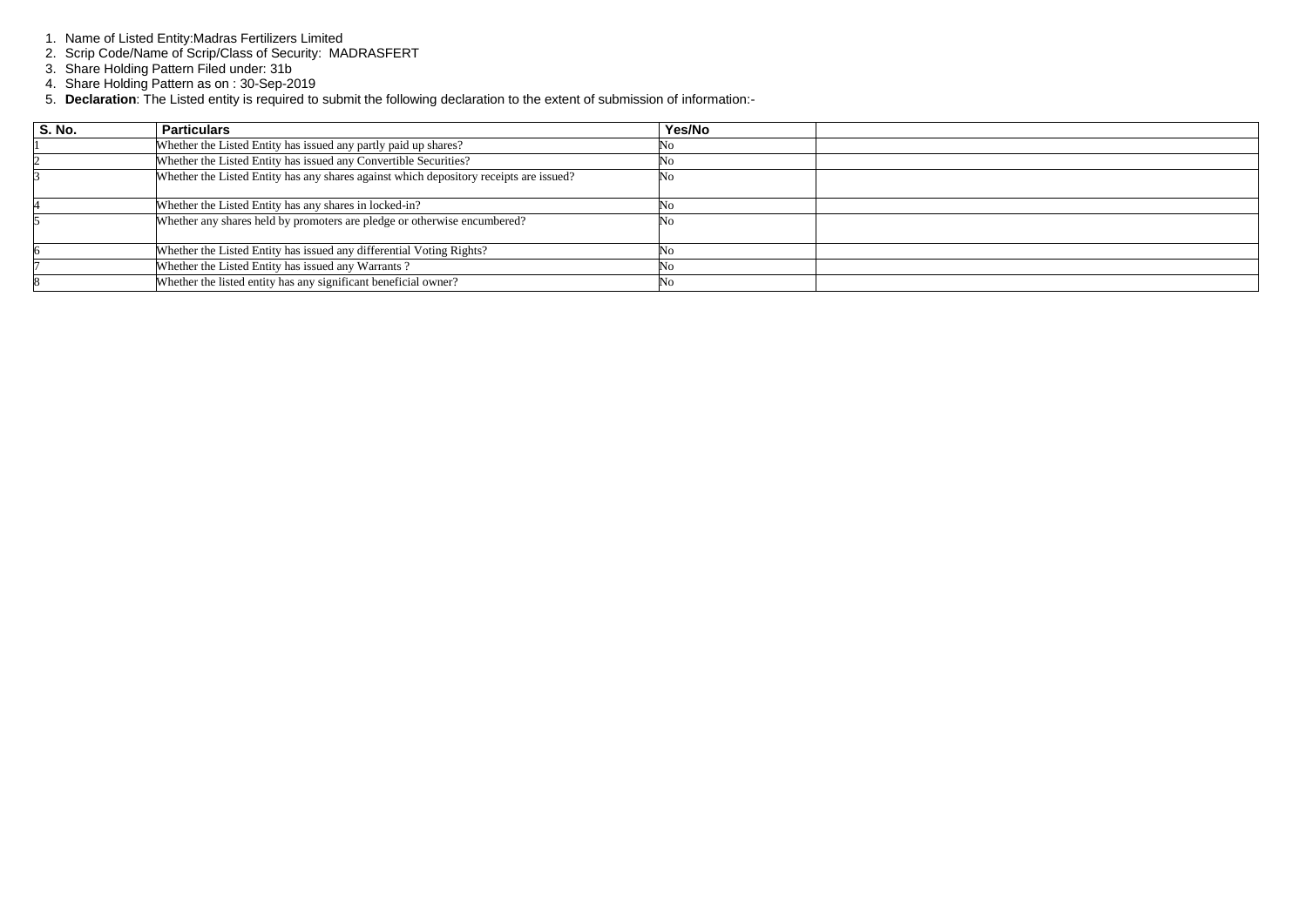1. Name of Listed Entity:Madras Fertilizers Limited
2. Scrip Code/Name of Scrip/Class of Security: MADRASFERT
3. Share Holding Pattern Filed under: 31b
4. Share Holding Pattern as on : 30-Sep-2019
5. **Declaration**: The Listed entity is required to submit the following declaration to the extent of submission of information:-

| S. No. | Particulars | Yes/No | |
|---|---|---|---|
| 1 | Whether the Listed Entity has issued any partly paid up shares? | No | |
| 2 | Whether the Listed Entity has issued any Convertible Securities? | No | |
| 3 | Whether the Listed Entity has any shares against which depository receipts are issued? | No | |
| 4 | Whether the Listed Entity has any shares in locked-in? | No | |
| 5 | Whether any shares held by promoters are pledge or otherwise encumbered? | No | |
| 6 | Whether the Listed Entity has issued any differential Voting Rights? | No | |
| 7 | Whether the Listed Entity has issued any Warrants ? | No | |
| 8 | Whether the listed entity has any significant beneficial owner? | No | |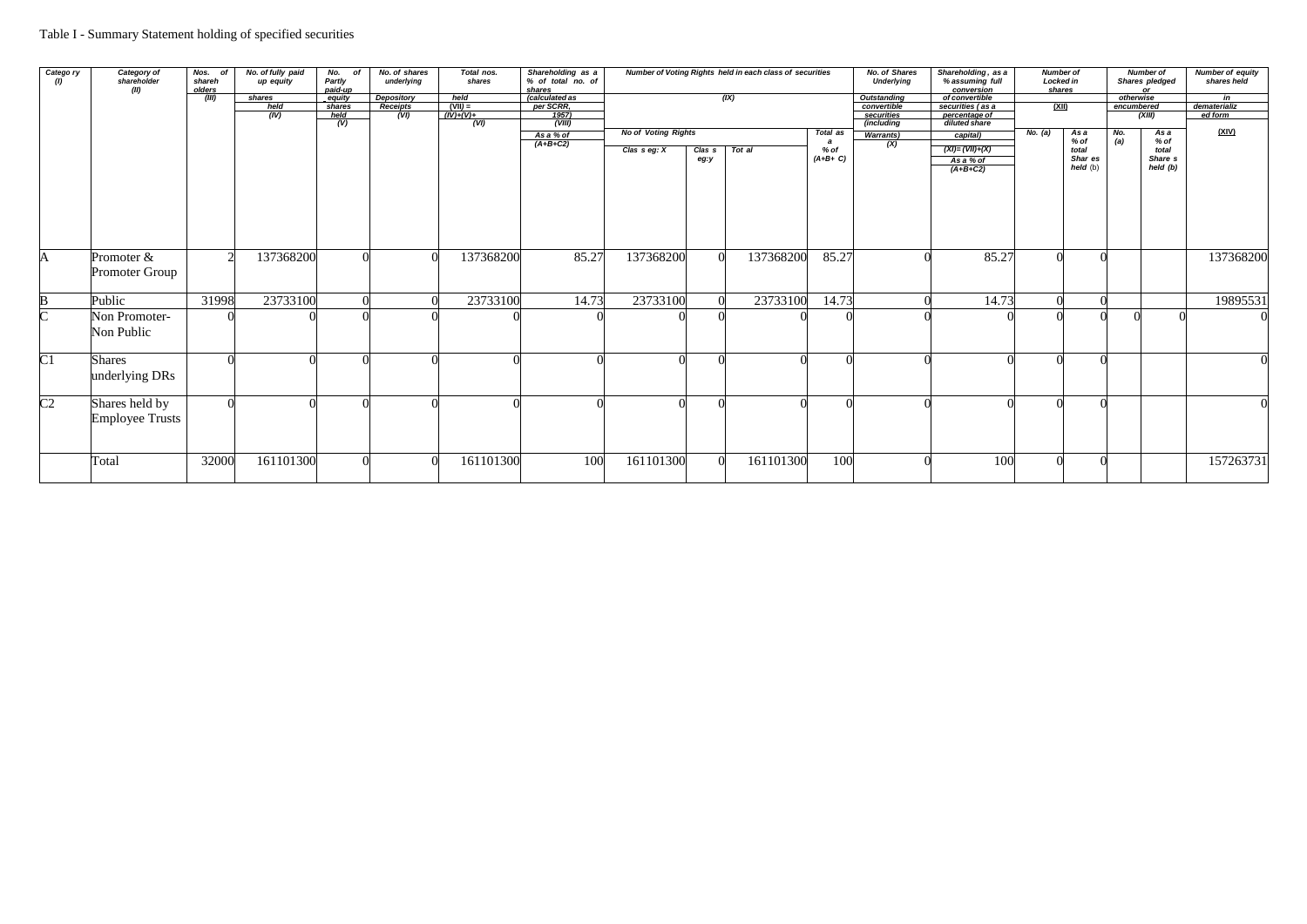Table I - Summary Statement holding of specified securities

| Category (I) | Category of shareholder (II) | Nos. of shareholders (III) | No. of fully paid up equity shares held (IV) | No. of Partly paid-up equity shares held (V) | No. of shares underlying Depository Receipts (VI) | Total nos. shares held (VII) = (IV)+(V)+(VI) | Shareholding as a % of total no. of shares (calculated as per SCRR, 1957) (VIII) As a % of (A+B+C2) | Number of Voting Rights held in each class of securities (IX) | | | | No. of Shares Underlying Outstanding convertible securities (including Warrants) (X) | Shareholding, as a % assuming full conversion of convertible securities ( as a percentage of diluted share capital) (XI)= (VII)+(X) As a % of (A+B+C2) | Number of Locked in shares (XII) | | Number of Shares pledged or otherwise encumbered (XIII) | | Number of equity shares held in dematerialized form (XIV) |
|---|---|---|---|---|---|---|---|---|---|---|---|---|---|---|---|---|---|---|
| | | | | | | | | No of Voting Rights | | | Total as a % of (A+B+ C) | | | No. (a) | As a % of total Shares held (b) | No. (a) | As a % of total Shares held (b) | |
| | | | | | | | | Class eg: X | Class eg:y | Total | | | | | | | | |
| A | Promoter & Promoter Group | 2 | 137368200 | 0 | 0 | 137368200 | 85.27 | 137368200 | 0 | 137368200 | 85.27 | 0 | 85.27 | 0 | 0 | | | 137368200 |
| B | Public | 31998 | 23733100 | 0 | 0 | 23733100 | 14.73 | 23733100 | 0 | 23733100 | 14.73 | 0 | 14.73 | 0 | 0 | | | 19895531 |
| C | Non Promoter- Non Public | 0 | 0 | 0 | 0 | 0 | 0 | 0 | 0 | 0 | 0 | 0 | 0 | 0 | 0 | 0 | 0 | 0 |
| C1 | Shares underlying DRs | 0 | 0 | 0 | 0 | 0 | 0 | 0 | 0 | 0 | 0 | 0 | 0 | 0 | 0 | | | 0 |
| C2 | Shares held by Employee Trusts | 0 | 0 | 0 | 0 | 0 | 0 | 0 | 0 | 0 | 0 | 0 | 0 | 0 | 0 | | | 0 |
| | Total | 32000 | 161101300 | 0 | 0 | 161101300 | 100 | 161101300 | 0 | 161101300 | 100 | 0 | 100 | 0 | 0 | | | 157263731 |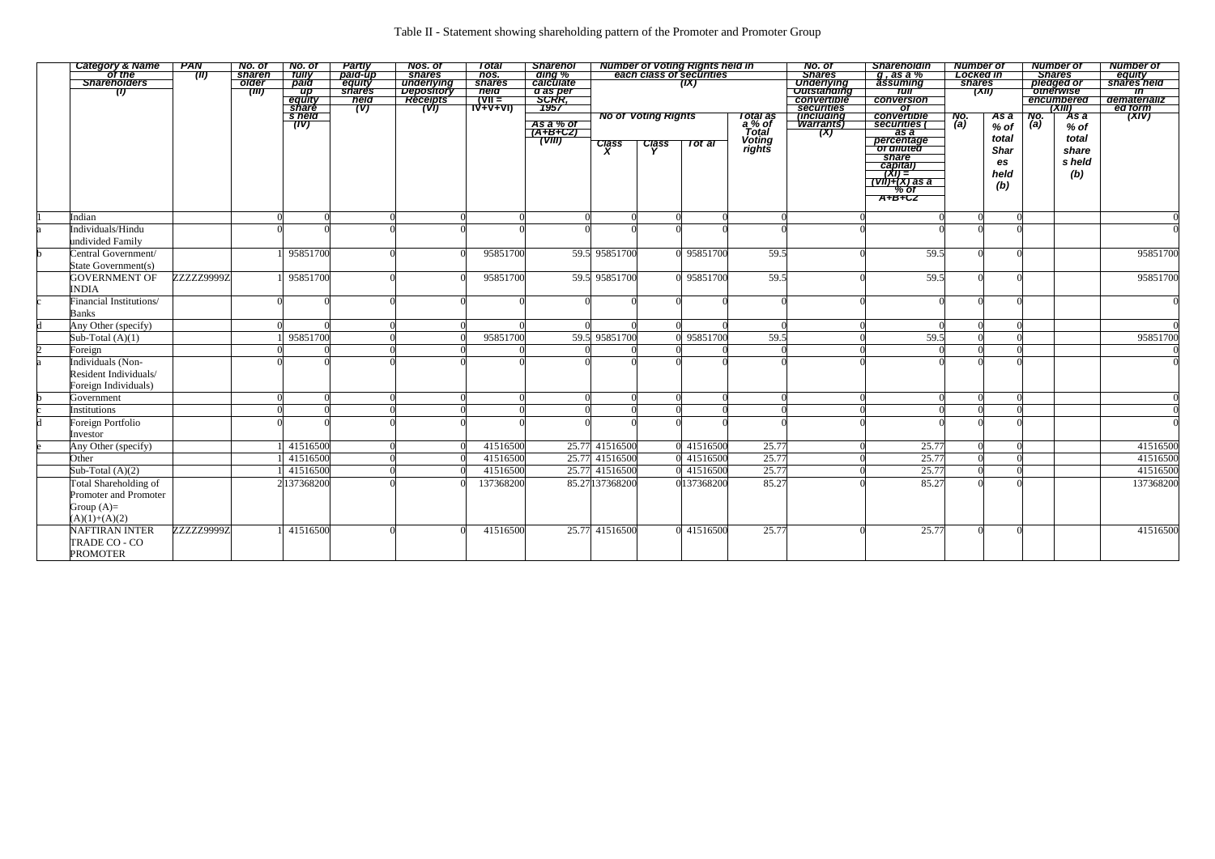# Table II - Statement showing shareholding pattern of the Promoter and Promoter Group

| | Category & Name of the Shareholders (I) | PAN (II) | No. of shareholder (III) | No. of fully paid up equity share s held (IV) | Partly paid-up equity shares held (V) | Nos. of shares underlying Depository Receipts (VI) | Total nos. shares held (VII = IV+V+VI) | Shareholding % calculated as per SCRR, 1957 As a % of (A+B+C2) (VIII) | Number of Voting Rights held in each class of securities (IX) | | | | No. of Shares Underlying Outstanding convertible securities (including Warrants) (X) | Shareholding , as a % assuming full conversion of convertible securities ( as a percentage of diluted share capital) (XI) = (VII)+(X) as a % of A+B+C2 | Number of Locked in shares (XII) | | Number of Shares pledged or otherwise encumbered (XIII) | | Number of equity shares held in dematerialized form (XIV) |
|---|---|---|---|---|---|---|---|---|---|---|---|---|---|---|---|---|---|---|---|
| | | | | | | | | | No of Voting Rights | | | Total as a % of Total Voting rights | | | No. (a) | As a % of total Shares held (b) | No. (a) | As a % of total share s held (b) | |
| | | | | | | | | | Class X | Class Y | Tot al | | | | | | | | |
| 1 | Indian | | 0 | 0 | 0 | 0 | 0 | 0 | 0 | 0 | 0 | 0 | 0 | 0 | 0 | 0 | | | 0 |
| a | Individuals/Hindu undivided Family | | 0 | 0 | 0 | 0 | 0 | 0 | 0 | 0 | 0 | 0 | 0 | 0 | 0 | 0 | | | 0 |
| b | Central Government/ State Government(s) | | 1 | 95851700 | 0 | 0 | 95851700 | 59.5 | 95851700 | 0 | 95851700 | 59.5 | 0 | 59.5 | 0 | 0 | | | 95851700 |
| | GOVERNMENT OF INDIA | ZZZZZ9999Z | 1 | 95851700 | 0 | 0 | 95851700 | 59.5 | 95851700 | 0 | 95851700 | 59.5 | 0 | 59.5 | 0 | 0 | | | 95851700 |
| c | Financial Institutions/ Banks | | 0 | 0 | 0 | 0 | 0 | 0 | 0 | 0 | 0 | 0 | 0 | 0 | 0 | 0 | | | 0 |
| d | Any Other (specify) | | 0 | 0 | 0 | 0 | 0 | 0 | 0 | 0 | 0 | 0 | 0 | 0 | 0 | 0 | | | 0 |
| | Sub-Total (A)(1) | | 1 | 95851700 | 0 | 0 | 95851700 | 59.5 | 95851700 | 0 | 95851700 | 59.5 | 0 | 59.5 | 0 | 0 | | | 95851700 |
| 2 | Foreign | | 0 | 0 | 0 | 0 | 0 | 0 | 0 | 0 | 0 | 0 | 0 | 0 | 0 | 0 | | | 0 |
| a | Individuals (Non-Resident Individuals/ Foreign Individuals) | | 0 | 0 | 0 | 0 | 0 | 0 | 0 | 0 | 0 | 0 | 0 | 0 | 0 | 0 | | | 0 |
| b | Government | | 0 | 0 | 0 | 0 | 0 | 0 | 0 | 0 | 0 | 0 | 0 | 0 | 0 | 0 | | | 0 |
| c | Institutions | | 0 | 0 | 0 | 0 | 0 | 0 | 0 | 0 | 0 | 0 | 0 | 0 | 0 | 0 | | | 0 |
| d | Foreign Portfolio Investor | | 0 | 0 | 0 | 0 | 0 | 0 | 0 | 0 | 0 | 0 | 0 | 0 | 0 | 0 | | | 0 |
| e | Any Other (specify) | | 1 | 41516500 | 0 | 0 | 41516500 | 25.77 | 41516500 | 0 | 41516500 | 25.77 | 0 | 25.77 | 0 | 0 | | | 41516500 |
| | Other | | 1 | 41516500 | 0 | 0 | 41516500 | 25.77 | 41516500 | 0 | 41516500 | 25.77 | 0 | 25.77 | 0 | 0 | | | 41516500 |
| | Sub-Total (A)(2) | | 1 | 41516500 | 0 | 0 | 41516500 | 25.77 | 41516500 | 0 | 41516500 | 25.77 | 0 | 25.77 | 0 | 0 | | | 41516500 |
| | Total Shareholding of Promoter and Promoter Group (A)= (A)(1)+(A)(2) | | 2 | 137368200 | 0 | 0 | 137368200 | 85.27 | 137368200 | 0 | 137368200 | 85.27 | 0 | 85.27 | 0 | 0 | | | 137368200 |
| | NAFTIRAN INTER TRADE CO - CO PROMOTER | ZZZZZ9999Z | 1 | 41516500 | 0 | 0 | 41516500 | 25.77 | 41516500 | 0 | 41516500 | 25.77 | 0 | 25.77 | 0 | 0 | | | 41516500 |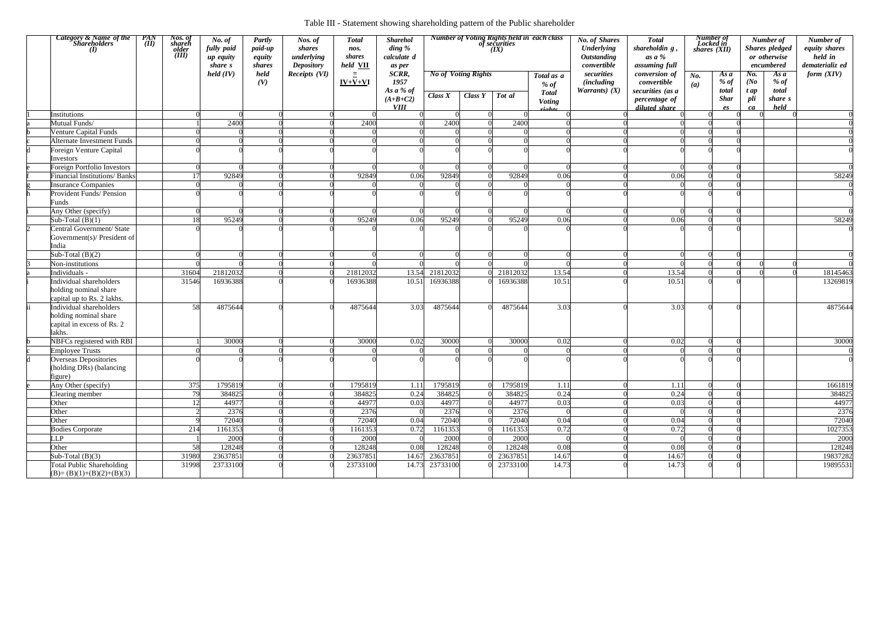Table III - Statement showing shareholding pattern of the Public shareholder

| | Category & Name of the Shareholders (I) | PAN (II) | Nos. of shareholder (III) | No. of fully paid up equity share s held (IV) | Partly paid-up equity shares held (V) | Nos. of shares underlying Depository Receipts (VI) | Total nos. shares held VII = IV+V+VI | Shareholding % calculate d as per SCRR, 1957 As a % of (A+B+C2) VIII | Number of Voting Rights held in each class of securities (IX) | | | | No. of Shares Underlying Outstanding convertible securities (including Warrants) (X) | Total shareholdin g , as a % assuming full conversion of convertible securities (as a percentage of diluted share | Number of Locked in shares (XII) | | Number of Shares pledged or otherwise encumbered | | Number of equity shares held in dematerializ ed form (XIV) |
|---|---|---|---|---|---|---|---|---|---|---|---|---|---|---|---|---|---|---|---|
| | | | | | | | | | No of Voting Rights | | | Total as a % of Total Voting rights | | | No. (a) | As a % of total Shar es | No. (No t ap pli ca | As a % of total share s held | |
| | | | | | | | | | Class X | Class Y | Tot al | | | | | | | | |
| 1 | Institutions | | 0 | 0 | 0 | 0 | 0 | 0 | 0 | 0 | 0 | 0 | 0 | 0 | 0 | 0 | 0 | 0 | 0 |
| a | Mutual Funds/ | | 1 | 2400 | 0 | 0 | 2400 | 0 | 2400 | 0 | 2400 | 0 | 0 | 0 | 0 | 0 | | | 0 |
| b | Venture Capital Funds | | 0 | 0 | 0 | 0 | 0 | 0 | 0 | 0 | 0 | 0 | 0 | 0 | 0 | 0 | | | 0 |
| c | Alternate Investment Funds | | 0 | 0 | 0 | 0 | 0 | 0 | 0 | 0 | 0 | 0 | 0 | 0 | 0 | 0 | | | 0 |
| d | Foreign Venture Capital Investors | | 0 | 0 | 0 | 0 | 0 | 0 | 0 | 0 | 0 | 0 | 0 | 0 | 0 | 0 | | | 0 |
| e | Foreign Portfolio Investors | | 0 | 0 | 0 | 0 | 0 | 0 | 0 | 0 | 0 | 0 | 0 | 0 | 0 | 0 | | | 0 |
| f | Financial Institutions/ Banks | | 17 | 92849 | 0 | 0 | 92849 | 0.06 | 92849 | 0 | 92849 | 0.06 | 0 | 0.06 | 0 | 0 | | | 58249 |
| g | Insurance Companies | | 0 | 0 | 0 | 0 | 0 | 0 | 0 | 0 | 0 | 0 | 0 | 0 | 0 | 0 | | | 0 |
| h | Provident Funds/ Pension Funds | | 0 | 0 | 0 | 0 | 0 | 0 | 0 | 0 | 0 | 0 | 0 | 0 | 0 | 0 | | | 0 |
| i | Any Other (specify) | | 0 | 0 | 0 | 0 | 0 | 0 | 0 | 0 | 0 | 0 | 0 | 0 | 0 | 0 | | | 0 |
| | Sub-Total (B)(1) | | 18 | 95249 | 0 | 0 | 95249 | 0.06 | 95249 | 0 | 95249 | 0.06 | 0 | 0.06 | 0 | 0 | | | 58249 |
| 2 | Central Government/ State Government(s)/ President of India | | 0 | 0 | 0 | 0 | 0 | 0 | 0 | 0 | 0 | 0 | 0 | 0 | 0 | 0 | | | 0 |
| | Sub-Total (B)(2) | | 0 | 0 | 0 | 0 | 0 | 0 | 0 | 0 | 0 | 0 | 0 | 0 | 0 | 0 | | | 0 |
| 3 | Non-institutions | | 0 | 0 | 0 | 0 | 0 | 0 | 0 | 0 | 0 | 0 | 0 | 0 | 0 | 0 | 0 | 0 | 0 |
| a | Individuals - | | 31604 | 21812032 | 0 | 0 | 21812032 | 13.54 | 21812032 | 0 | 21812032 | 13.54 | 0 | 13.54 | 0 | 0 | 0 | 0 | 18145463 |
| i | Individual shareholders holding nominal share capital up to Rs. 2 lakhs. | | 31546 | 16936388 | 0 | 0 | 16936388 | 10.51 | 16936388 | 0 | 16936388 | 10.51 | 0 | 10.51 | 0 | 0 | | | 13269819 |
| ii | Individual shareholders holding nominal share capital in excess of Rs. 2 lakhs. | | 58 | 4875644 | 0 | 0 | 4875644 | 3.03 | 4875644 | 0 | 4875644 | 3.03 | 0 | 3.03 | 0 | 0 | | | 4875644 |
| b | NBFCs registered with RBI | | 1 | 30000 | 0 | 0 | 30000 | 0.02 | 30000 | 0 | 30000 | 0.02 | 0 | 0.02 | 0 | 0 | | | 30000 |
| c | Employee Trusts | | 0 | 0 | 0 | 0 | 0 | 0 | 0 | 0 | 0 | 0 | 0 | 0 | 0 | 0 | | | 0 |
| d | Overseas Depositories (holding DRs) (balancing figure) | | 0 | 0 | 0 | 0 | 0 | 0 | 0 | 0 | 0 | 0 | 0 | 0 | 0 | 0 | | | 0 |
| e | Any Other (specify) | | 375 | 1795819 | 0 | 0 | 1795819 | 1.11 | 1795819 | 0 | 1795819 | 1.11 | 0 | 1.11 | 0 | 0 | | | 1661819 |
| | Clearing member | | 79 | 384825 | 0 | 0 | 384825 | 0.24 | 384825 | 0 | 384825 | 0.24 | 0 | 0.24 | 0 | 0 | | | 384825 |
| | Other | | 12 | 44977 | 0 | 0 | 44977 | 0.03 | 44977 | 0 | 44977 | 0.03 | 0 | 0.03 | 0 | 0 | | | 44977 |
| | Other | | 2 | 2376 | 0 | 0 | 2376 | 0 | 2376 | 0 | 2376 | 0 | 0 | 0 | 0 | 0 | | | 2376 |
| | Other | | 9 | 72040 | 0 | 0 | 72040 | 0.04 | 72040 | 0 | 72040 | 0.04 | 0 | 0.04 | 0 | 0 | | | 72040 |
| | Bodies Corporate | | 214 | 1161353 | 0 | 0 | 1161353 | 0.72 | 1161353 | 0 | 1161353 | 0.72 | 0 | 0.72 | 0 | 0 | | | 1027353 |
| | LLP | | 1 | 2000 | 0 | 0 | 2000 | 0 | 2000 | 0 | 2000 | 0 | 0 | 0 | 0 | 0 | | | 2000 |
| | Other | | 58 | 128248 | 0 | 0 | 128248 | 0.08 | 128248 | 0 | 128248 | 0.08 | 0 | 0.08 | 0 | 0 | | | 128248 |
| | Sub-Total (B)(3) | | 31980 | 23637851 | 0 | 0 | 23637851 | 14.67 | 23637851 | 0 | 23637851 | 14.67 | 0 | 14.67 | 0 | 0 | | | 19837282 |
| | Total Public Shareholding (B)= (B)(1)+(B)(2)+(B)(3) | | 31998 | 23733100 | 0 | 0 | 23733100 | 14.73 | 23733100 | 0 | 23733100 | 14.73 | 0 | 14.73 | 0 | 0 | | | 19895531 |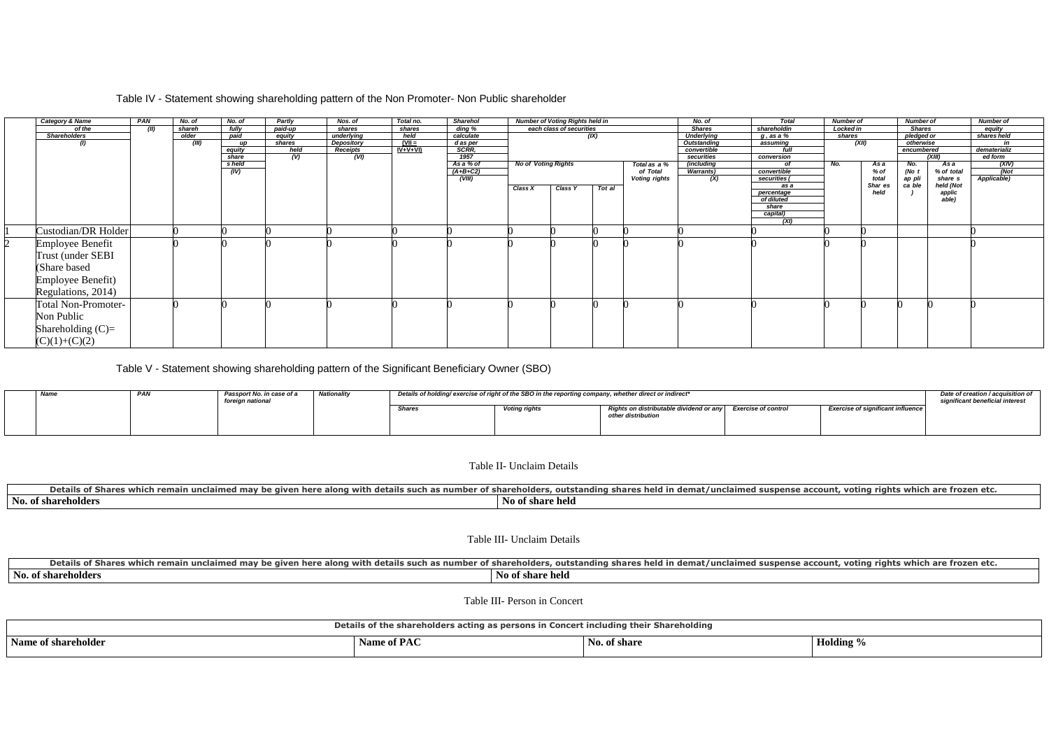Table IV - Statement showing shareholding pattern of the Non Promoter- Non Public shareholder

| | Category & Name of the Shareholders (I) | PAN (II) | No. of shareholder (III) | No. of fully paid up equity share s held (IV) | Partly paid-up equity shares held (V) | Nos. of shares underlying Depository Receipts (VI) | Total no. shares held (VII = IV+V+VI) | Shareholding % calculated as per SCRR, 1957 As a % of (A+B+C2) (VIII) | Number of Voting Rights held in each class of securities (IX) | | | | No. of Shares Underlying Outstanding convertible securities (including Warrants) (X) | Total shareholding , as a % assuming full conversion of convertible securities ( as a percentage of diluted share capital) (XI) | Number of Locked in shares (XII) | | Number of Shares pledged or otherwise encumbered (XIII) | | Number of equity shares held in dematerialized form (XIV) (Not Applicable) |
|---|---|---|---|---|---|---|---|---|---|---|---|---|---|---|---|---|---|---|---|
| | | | | | | | | | No of Voting Rights | | | Total as a % of Total Voting rights | | | No. | As a % of total Shares held | No. (Not applicable) | As a % of total shares held (Not applicable) | |
| | | | | | | | | | Class X | Class Y | Total | | | | | | | | |
| 1 | Custodian/DR Holder | | 0 | 0 | 0 | 0 | 0 | 0 | 0 | 0 | 0 | 0 | 0 | 0 | 0 | 0 | | | 0 |
| 2 | Employee Benefit Trust (under SEBI (Share based Employee Benefit) Regulations, 2014) | | 0 | 0 | 0 | 0 | 0 | 0 | 0 | 0 | 0 | 0 | 0 | 0 | 0 | 0 | | | 0 |
| | Total Non-Promoter-Non Public Shareholding (C)= (C)(1)+(C)(2) | | 0 | 0 | 0 | 0 | 0 | 0 | 0 | 0 | 0 | 0 | 0 | 0 | 0 | 0 | 0 | 0 | 0 |

Table V - Statement showing shareholding pattern of the Significant Beneficiary Owner (SBO)

| | Name | PAN | Passport No. in case of a foreign national | Nationality | Details of holding/ exercise of right of the SBO in the reporting company, whether direct or indirect* | | | | | Date of creation / acquisition of significant beneficial interest |
|---|---|---|---|---|---|---|---|---|---|---|
| | | | | | Shares | Voting rights | Rights on distributable dividend or any other distribution | Exercise of control | Exercise of significant influence | |
| | | | | | | | | | | |

Table II- Unclaim Details

| Details of Shares which remain unclaimed may be given here along with details such as number of shareholders, outstanding shares held in demat/unclaimed suspense account, voting rights which are frozen etc. | |
|---|---|
| **No. of shareholders** | **No of share held** |

Table III- Unclaim Details

| Details of Shares which remain unclaimed may be given here along with details such as number of shareholders, outstanding shares held in demat/unclaimed suspense account, voting rights which are frozen etc. | |
|---|---|
| **No. of shareholders** | **No of share held** |

Table III- Person in Concert

| Details of the shareholders acting as persons in Concert including their Shareholding | | | |
|---|---|---|---|
| **Name of shareholder** | **Name of PAC** | **No. of share** | **Holding %** |